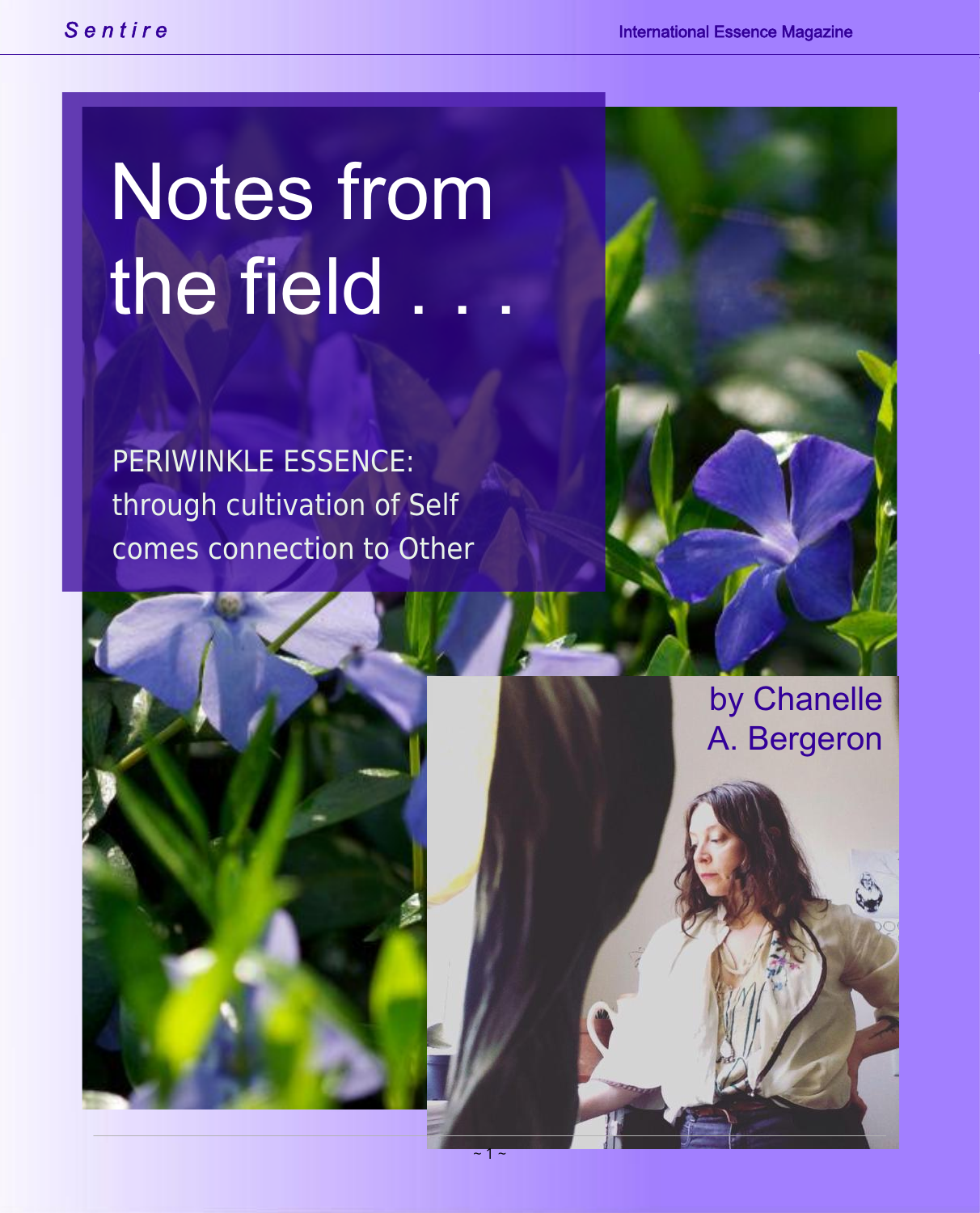# Notes from the field . . .

PERIWINKLE ESSENCE:
through cultivation of Self
comes connection to Other

by Chanelle A. Bergeron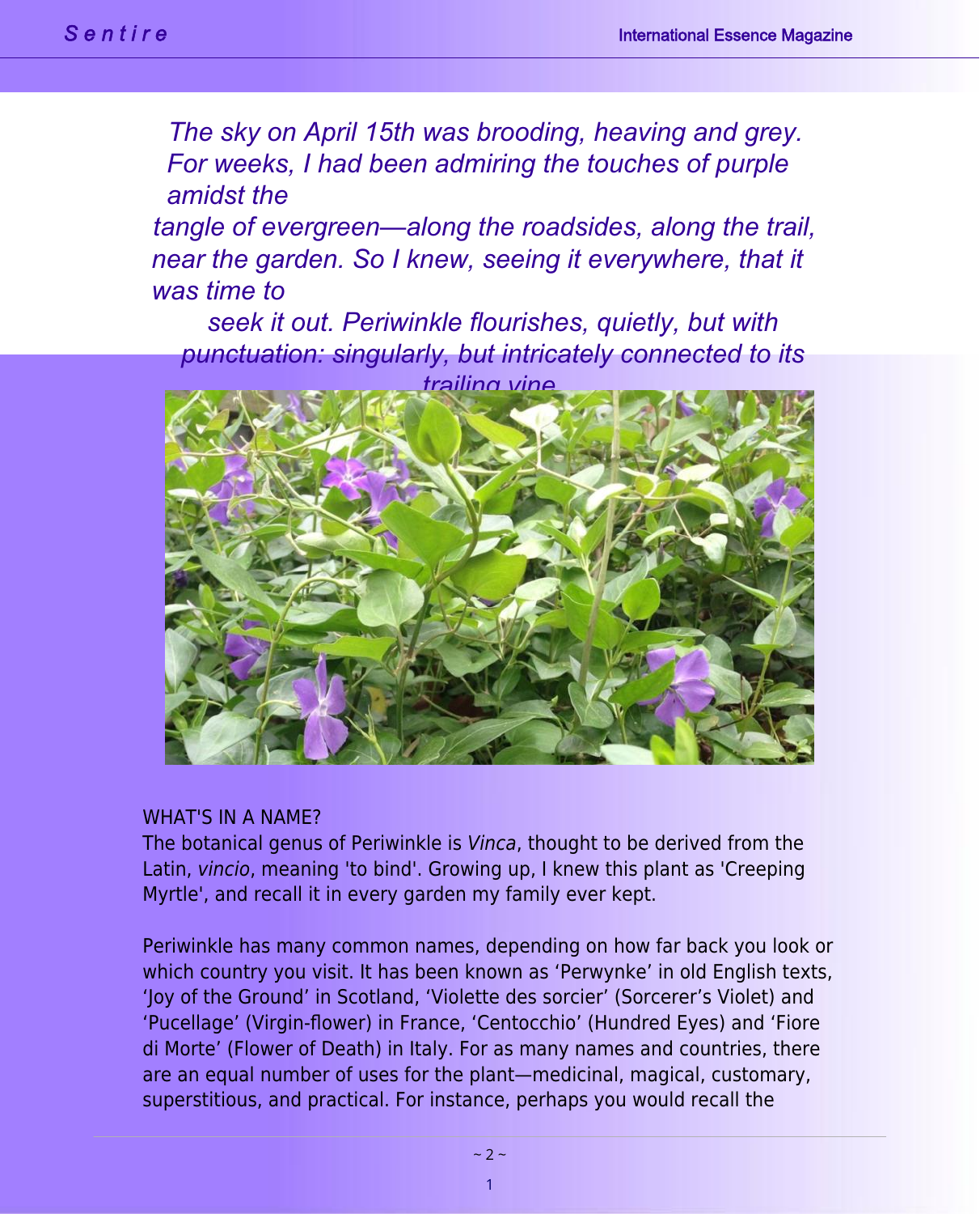*The sky on April 15th was brooding, heaving and grey. For weeks, I had been admiring the touches of purple amidst the tangle of evergreen—along the roadsides, along the trail, near the garden. So I knew, seeing it everywhere, that it was time to seek it out. Periwinkle flourishes, quietly, but with punctuation: singularly, but intricately connected to its trailing vine.*

WHAT'S IN A NAME?

The botanical genus of Periwinkle is *Vinca*, thought to be derived from the Latin, *vincio*, meaning 'to bind'. Growing up, I knew this plant as 'Creeping Myrtle', and recall it in every garden my family ever kept.

Periwinkle has many common names, depending on how far back you look or which country you visit. It has been known as 'Perwynke' in old English texts, 'Joy of the Ground' in Scotland, 'Violette des sorcier' (Sorcerer's Violet) and 'Pucellage' (Virgin-flower) in France, 'Centocchio' (Hundred Eyes) and 'Fiore di Morte' (Flower of Death) in Italy. For as many names and countries, there are an equal number of uses for the plant—medicinal, magical, customary, superstitious, and practical. For instance, perhaps you would recall the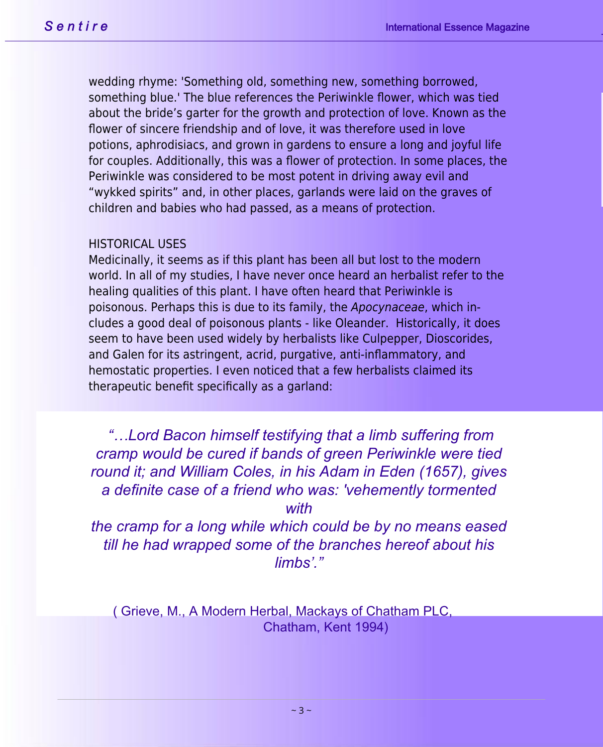wedding rhyme: 'Something old, something new, something borrowed, something blue.' The blue references the Periwinkle flower, which was tied about the bride's garter for the growth and protection of love. Known as the flower of sincere friendship and of love, it was therefore used in love potions, aphrodisiacs, and grown in gardens to ensure a long and joyful life for couples. Additionally, this was a flower of protection. In some places, the Periwinkle was considered to be most potent in driving away evil and "wykked spirits" and, in other places, garlands were laid on the graves of children and babies who had passed, as a means of protection.

HISTORICAL USES

Medicinally, it seems as if this plant has been all but lost to the modern world. In all of my studies, I have never once heard an herbalist refer to the healing qualities of this plant. I have often heard that Periwinkle is poisonous. Perhaps this is due to its family, the *Apocynaceae*, which includes a good deal of poisonous plants - like Oleander. Historically, it does seem to have been used widely by herbalists like Culpepper, Dioscorides, and Galen for its astringent, acrid, purgative, anti-inflammatory, and hemostatic properties. I even noticed that a few herbalists claimed its therapeutic benefit specifically as a garland:

> *"…Lord Bacon himself testifying that a limb suffering from cramp would be cured if bands of green Periwinkle were tied round it; and William Coles, in his Adam in Eden (1657), gives a definite case of a friend who was: 'vehemently tormented with the cramp for a long while which could be by no means eased till he had wrapped some of the branches hereof about his limbs'."*
>
> ( Grieve, M., A Modern Herbal, Mackays of Chatham PLC, Chatham, Kent 1994)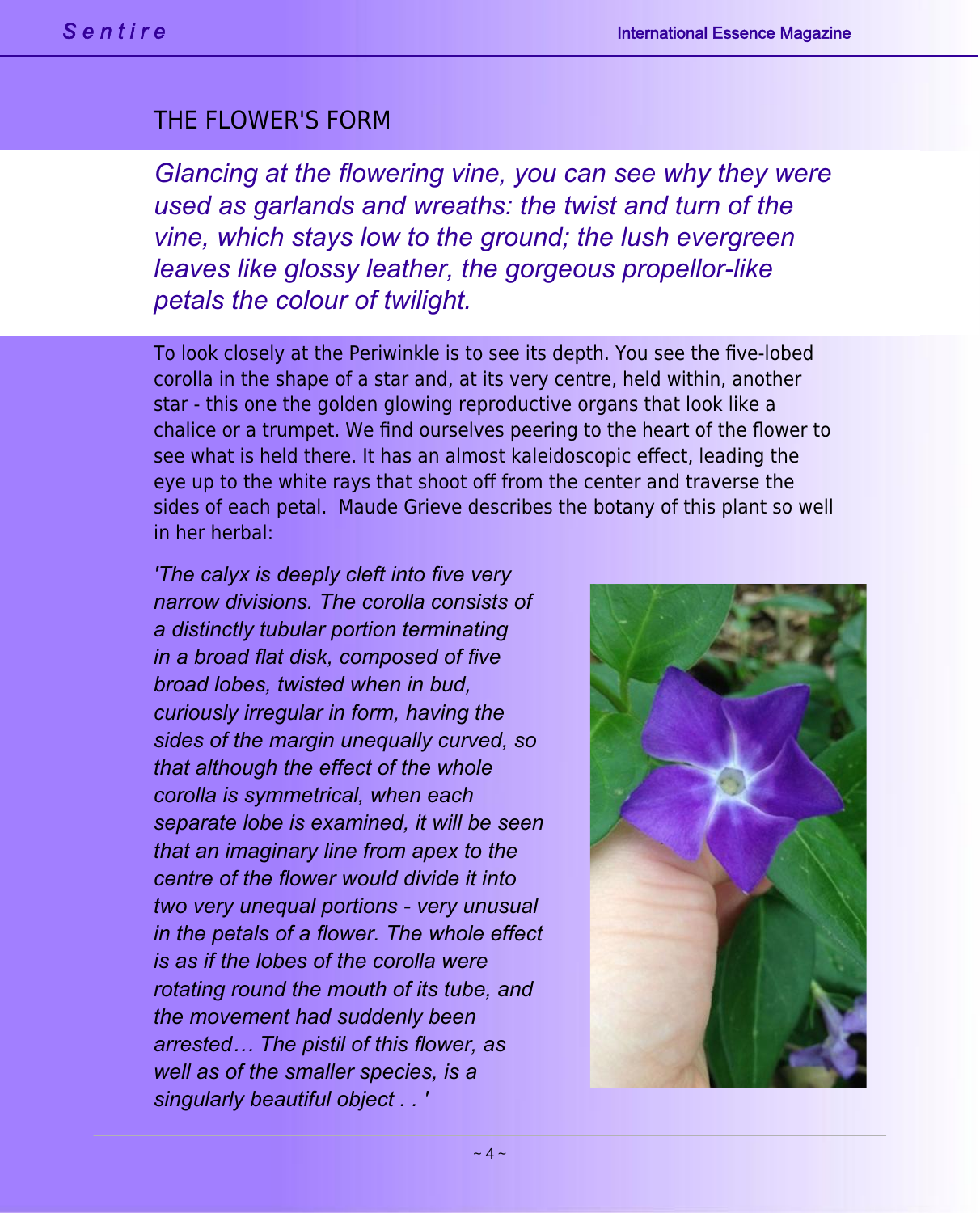## THE FLOWER'S FORM

*Glancing at the flowering vine, you can see why they were used as garlands and wreaths: the twist and turn of the vine, which stays low to the ground; the lush evergreen leaves like glossy leather, the gorgeous propellor-like petals the colour of twilight.*

To look closely at the Periwinkle is to see its depth. You see the five-lobed corolla in the shape of a star and, at its very centre, held within, another star - this one the golden glowing reproductive organs that look like a chalice or a trumpet. We find ourselves peering to the heart of the flower to see what is held there. It has an almost kaleidoscopic effect, leading the eye up to the white rays that shoot off from the center and traverse the sides of each petal. Maude Grieve describes the botany of this plant so well in her herbal:

*'The calyx is deeply cleft into five very narrow divisions. The corolla consists of a distinctly tubular portion terminating in a broad flat disk, composed of five broad lobes, twisted when in bud, curiously irregular in form, having the sides of the margin unequally curved, so that although the effect of the whole corolla is symmetrical, when each separate lobe is examined, it will be seen that an imaginary line from apex to the centre of the flower would divide it into two very unequal portions - very unusual in the petals of a flower. The whole effect is as if the lobes of the corolla were rotating round the mouth of its tube, and the movement had suddenly been arrested… The pistil of this flower, as well as of the smaller species, is a singularly beautiful object . . '*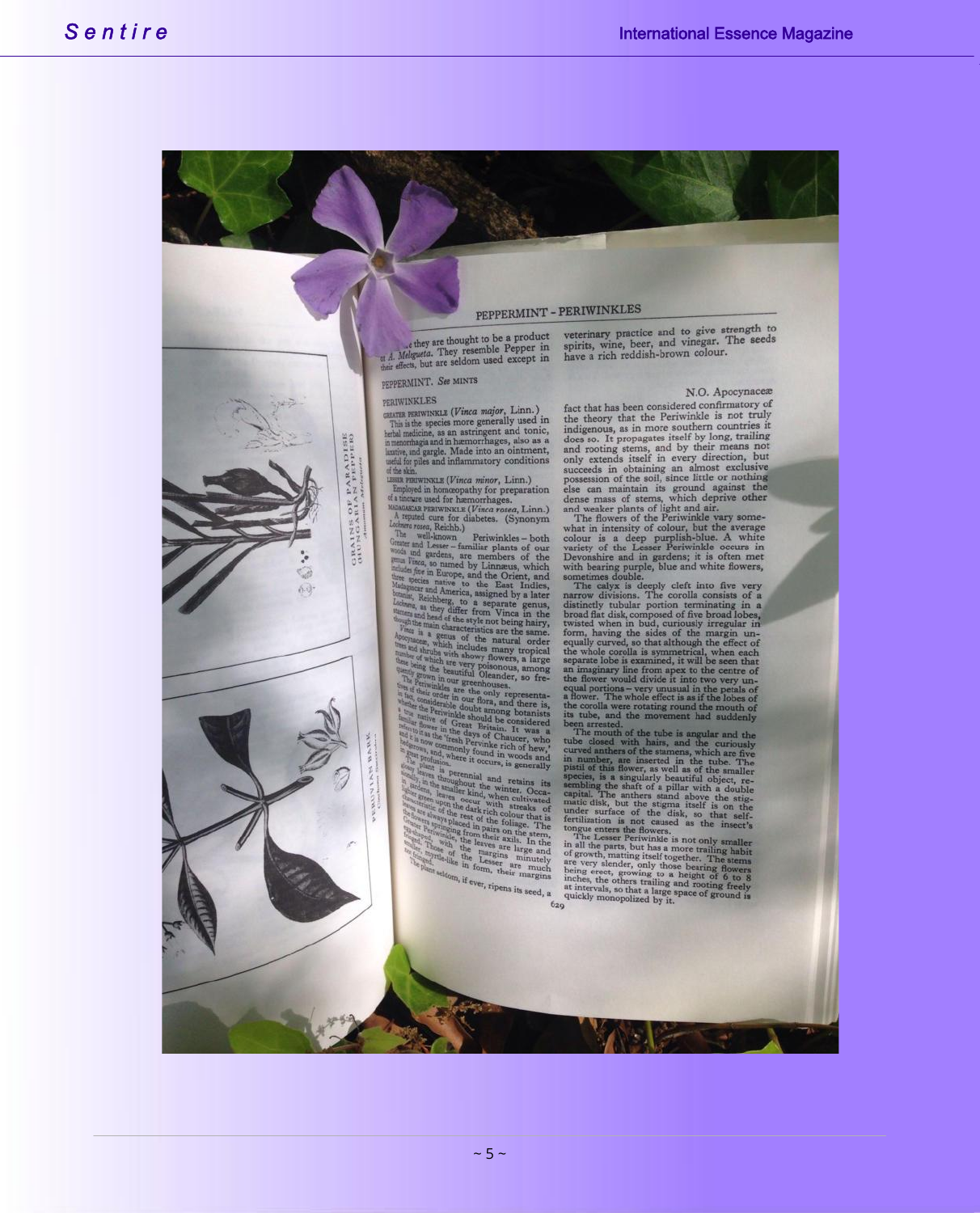# PEPPERMINT – PERIWINKLES

...e they are thought to be a product of *A. Melegueta*. They resemble Pepper in their effects, but are seldom used except in veterinary practice and to give strength to spirits, wine, beer, and vinegar. The seeds have a rich reddish-brown colour.

GRAINS OF PARADISE (HUNGARIAN PEPPER) *Amomum Melegueta*

PERUVIAN BARK *Cinchona Succirubra*

PEPPERMINT. *See* MINTS

## PERIWINKLES

N.O. Apocynaceæ

GREATER PERIWINKLE (*Vinca major*, Linn.)

This is the species more generally used in herbal medicine, as an astringent and tonic, in menorrhagia and in hæmorrhages, also as a laxative, and gargle. Made into an ointment, useful for piles and inflammatory conditions of the skin.

LESSER PERIWINKLE (*Vinca minor*, Linn.)

Employed in homœopathy for preparation of a tincture used for hæmorrhages.

MADAGASCAR PERIWINKLE (*Vinca rosea*, Linn.)

A reputed cure for diabetes. (Synonym *Lochnera rosea*, Reichb.)

The well-known Periwinkles – both Greater and Lesser – familiar plants of our woods and gardens, are members of the genus *Vinca*, so named by Linnæus, which includes five in Europe, and the Orient, and three species native to the East Indies, Madagascar and America, assigned by a later botanist, Reichberg, to a separate genus, *Lochnera*, as they differ from Vinca in the stamens and head of the style not being hairy, though the main characteristics are the same.

*Vinca* is a genus of the natural order Apocynaceæ, which includes many tropical trees and shrubs with showy flowers, a large number of which are very poisonous, among these being the beautiful Oleander, so frequently grown in our greenhouses.

The Periwinkles are the only representatives of their order in our flora, and there is, in fact, considerable doubt among botanists whether the Periwinkle should be considered a true native of Great Britain. It was a familiar flower in the days of Chaucer, who refers to it as the 'fresh Pervinke rich of hew,' and it is now commonly found in woods and hedgerows, and, where it occurs, is generally in great profusion.

The plant is perennial and retains its glossy leaves throughout the winter. Occasionally, in the smaller kind, when cultivated in gardens, leaves occur with streaks of lighter green upon the dark rich colour that is characteristic of the rest of the foliage. The leaves are always placed in pairs on the stem, the flowers springing from their axils. In the Greater Periwinkle, the leaves are large and egg-shaped, with the margins minutely fringed. Those of the Lesser are much smaller, myrtle-like in form, their margins not fringed.

The plant seldom, if ever, ripens its seed, a fact that has been considered confirmatory of the theory that the Periwinkle is not truly indigenous, as in more southern countries it does so. It propagates itself by long, trailing and rooting stems, and by their means not only extends itself in every direction, but succeeds in obtaining an almost exclusive possession of the soil, since little or nothing else can maintain its ground against the dense mass of stems, which deprive other and weaker plants of light and air.

The flowers of the Periwinkle vary somewhat in intensity of colour, but the average colour is a deep purplish-blue. A white variety of the Lesser Periwinkle occurs in Devonshire and in gardens; it is often met with bearing purple, blue and white flowers, sometimes double.

The calyx is deeply cleft into five very narrow divisions. The corolla consists of a distinctly tubular portion terminating in a broad flat disk, composed of five broad lobes, twisted when in bud, curiously irregular in form, having the sides of the margin unequally curved, so that although the effect of the whole corolla is symmetrical, when each separate lobe is examined, it will be seen that an imaginary line from apex to the centre of the flower would divide it into two very unequal portions – very unusual in the petals of a flower. The whole effect is as if the lobes of the corolla were rotating round the mouth of its tube, and the movement had suddenly been arrested.

The mouth of the tube is angular and the tube closed with hairs, and the curiously curved anthers of the stamens, which are five in number, are inserted in the tube. The pistil of this flower, as well as of the smaller species, is a singularly beautiful object, resembling the shaft of a pillar with a double capital. The anthers stand above the stigmatic disk, but the stigma itself is on the under surface of the disk, so that self-fertilization is not caused as the insect's tongue enters the flowers.

The Lesser Periwinkle is not only smaller in all the parts, but has a more trailing habit of growth, matting itself together. The stems are very slender, only those bearing flowers being erect, growing to a height of 6 to 8 inches, the others trailing and rooting freely at intervals, so that a large space of ground is quickly monopolized by it.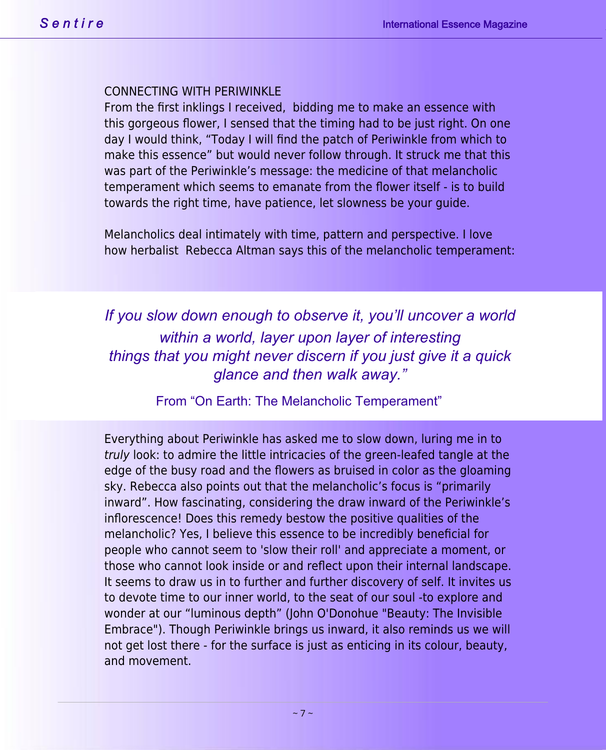## CONNECTING WITH PERIWINKLE

From the first inklings I received, bidding me to make an essence with this gorgeous flower, I sensed that the timing had to be just right. On one day I would think, "Today I will find the patch of Periwinkle from which to make this essence" but would never follow through. It struck me that this was part of the Periwinkle's message: the medicine of that melancholic temperament which seems to emanate from the flower itself - is to build towards the right time, have patience, let slowness be your guide.

Melancholics deal intimately with time, pattern and perspective. I love how herbalist Rebecca Altman says this of the melancholic temperament:

> *If you slow down enough to observe it, you'll uncover a world within a world, layer upon layer of interesting things that you might never discern if you just give it a quick glance and then walk away."*
>
> From "On Earth: The Melancholic Temperament"

Everything about Periwinkle has asked me to slow down, luring me in to *truly* look: to admire the little intricacies of the green-leafed tangle at the edge of the busy road and the flowers as bruised in color as the gloaming sky. Rebecca also points out that the melancholic's focus is "primarily inward". How fascinating, considering the draw inward of the Periwinkle's inflorescence! Does this remedy bestow the positive qualities of the melancholic? Yes, I believe this essence to be incredibly beneficial for people who cannot seem to 'slow their roll' and appreciate a moment, or those who cannot look inside or and reflect upon their internal landscape. It seems to draw us in to further and further discovery of self. It invites us to devote time to our inner world, to the seat of our soul -to explore and wonder at our "luminous depth" (John O'Donohue "Beauty: The Invisible Embrace"). Though Periwinkle brings us inward, it also reminds us we will not get lost there - for the surface is just as enticing in its colour, beauty, and movement.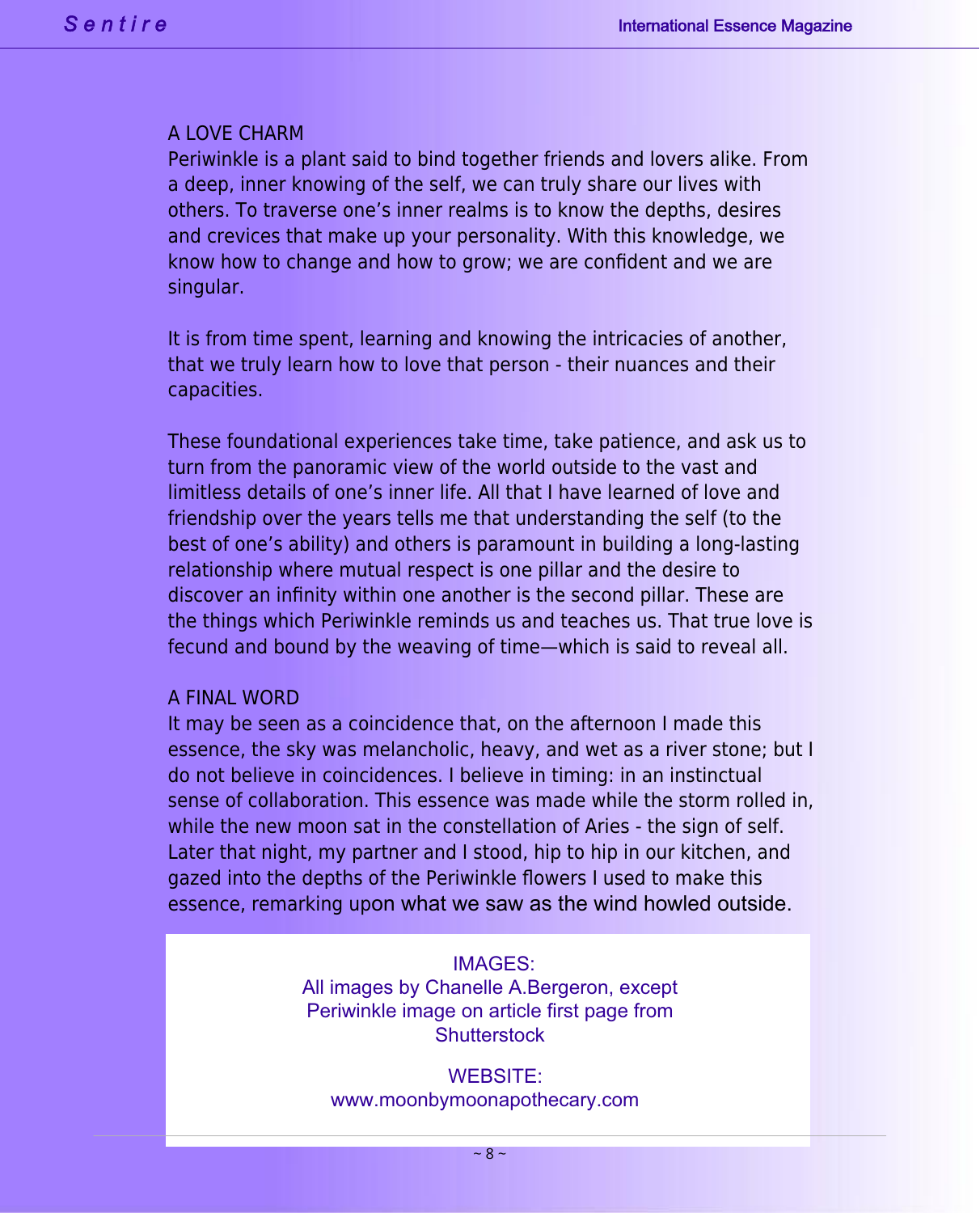## A LOVE CHARM

Periwinkle is a plant said to bind together friends and lovers alike. From a deep, inner knowing of the self, we can truly share our lives with others. To traverse one's inner realms is to know the depths, desires and crevices that make up your personality. With this knowledge, we know how to change and how to grow; we are confident and we are singular.

It is from time spent, learning and knowing the intricacies of another, that we truly learn how to love that person - their nuances and their capacities.

These foundational experiences take time, take patience, and ask us to turn from the panoramic view of the world outside to the vast and limitless details of one's inner life. All that I have learned of love and friendship over the years tells me that understanding the self (to the best of one's ability) and others is paramount in building a long-lasting relationship where mutual respect is one pillar and the desire to discover an infinity within one another is the second pillar. These are the things which Periwinkle reminds us and teaches us. That true love is fecund and bound by the weaving of time—which is said to reveal all.

## A FINAL WORD

It may be seen as a coincidence that, on the afternoon I made this essence, the sky was melancholic, heavy, and wet as a river stone; but I do not believe in coincidences. I believe in timing: in an instinctual sense of collaboration. This essence was made while the storm rolled in, while the new moon sat in the constellation of Aries - the sign of self. Later that night, my partner and I stood, hip to hip in our kitchen, and gazed into the depths of the Periwinkle flowers I used to make this essence, remarking upon what we saw as the wind howled outside.

IMAGES:
All images by Chanelle A.Bergeron, except Periwinkle image on article first page from Shutterstock

WEBSITE:
www.moonbymoonapothecary.com